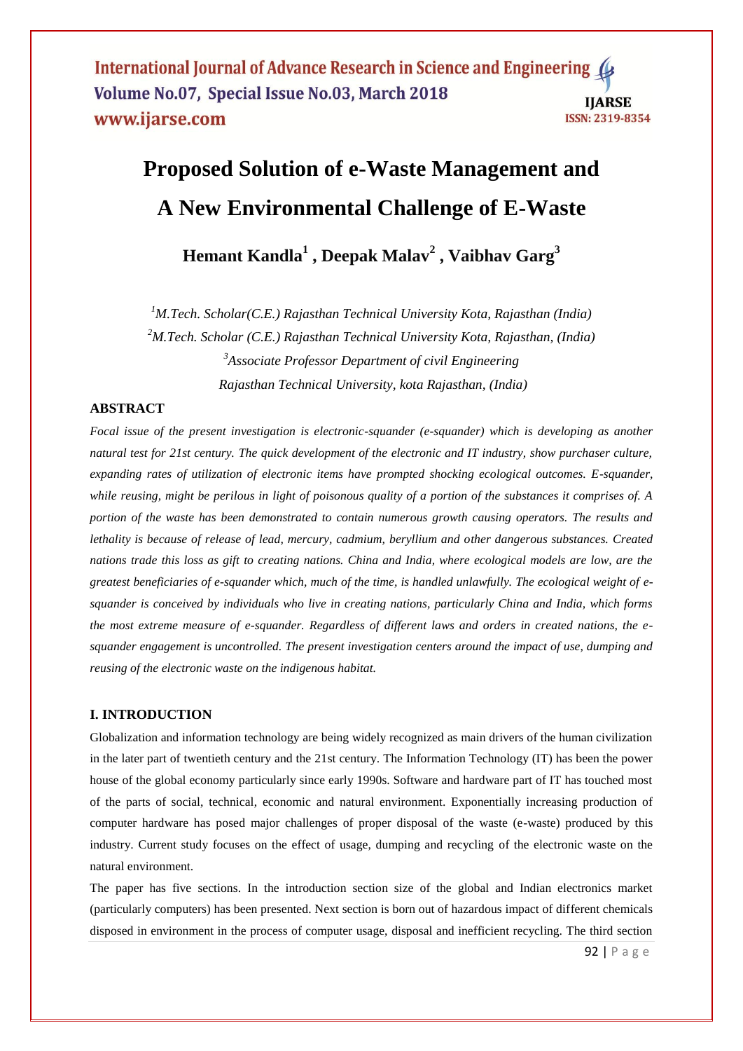# Proposed Solution of e-Waste Management and A New Environmental Challenge of E-Waste

**Hemant Kandla[1] , Deepak Malav[2] , Vaibhav Garg[3]**

*[1]M.Tech. Scholar(C.E.) Rajasthan Technical University Kota, Rajasthan (India)*
*[2]M.Tech. Scholar (C.E.) Rajasthan Technical University Kota, Rajasthan, (India)*
*[3]Associate Professor Department of civil Engineering*
*Rajasthan Technical University, kota Rajasthan, (India)*

## ABSTRACT

*Focal issue of the present investigation is electronic-squander (e-squander) which is developing as another natural test for 21st century. The quick development of the electronic and IT industry, show purchaser culture, expanding rates of utilization of electronic items have prompted shocking ecological outcomes. E-squander, while reusing, might be perilous in light of poisonous quality of a portion of the substances it comprises of. A portion of the waste has been demonstrated to contain numerous growth causing operators. The results and lethality is because of release of lead, mercury, cadmium, beryllium and other dangerous substances. Created nations trade this loss as gift to creating nations. China and India, where ecological models are low, are the greatest beneficiaries of e-squander which, much of the time, is handled unlawfully. The ecological weight of e-squander is conceived by individuals who live in creating nations, particularly China and India, which forms the most extreme measure of e-squander. Regardless of different laws and orders in created nations, the e-squander engagement is uncontrolled. The present investigation centers around the impact of use, dumping and reusing of the electronic waste on the indigenous habitat.*

## I. INTRODUCTION

Globalization and information technology are being widely recognized as main drivers of the human civilization in the later part of twentieth century and the 21st century. The Information Technology (IT) has been the power house of the global economy particularly since early 1990s. Software and hardware part of IT has touched most of the parts of social, technical, economic and natural environment. Exponentially increasing production of computer hardware has posed major challenges of proper disposal of the waste (e-waste) produced by this industry. Current study focuses on the effect of usage, dumping and recycling of the electronic waste on the natural environment.

The paper has five sections. In the introduction section size of the global and Indian electronics market (particularly computers) has been presented. Next section is born out of hazardous impact of different chemicals disposed in environment in the process of computer usage, disposal and inefficient recycling. The third section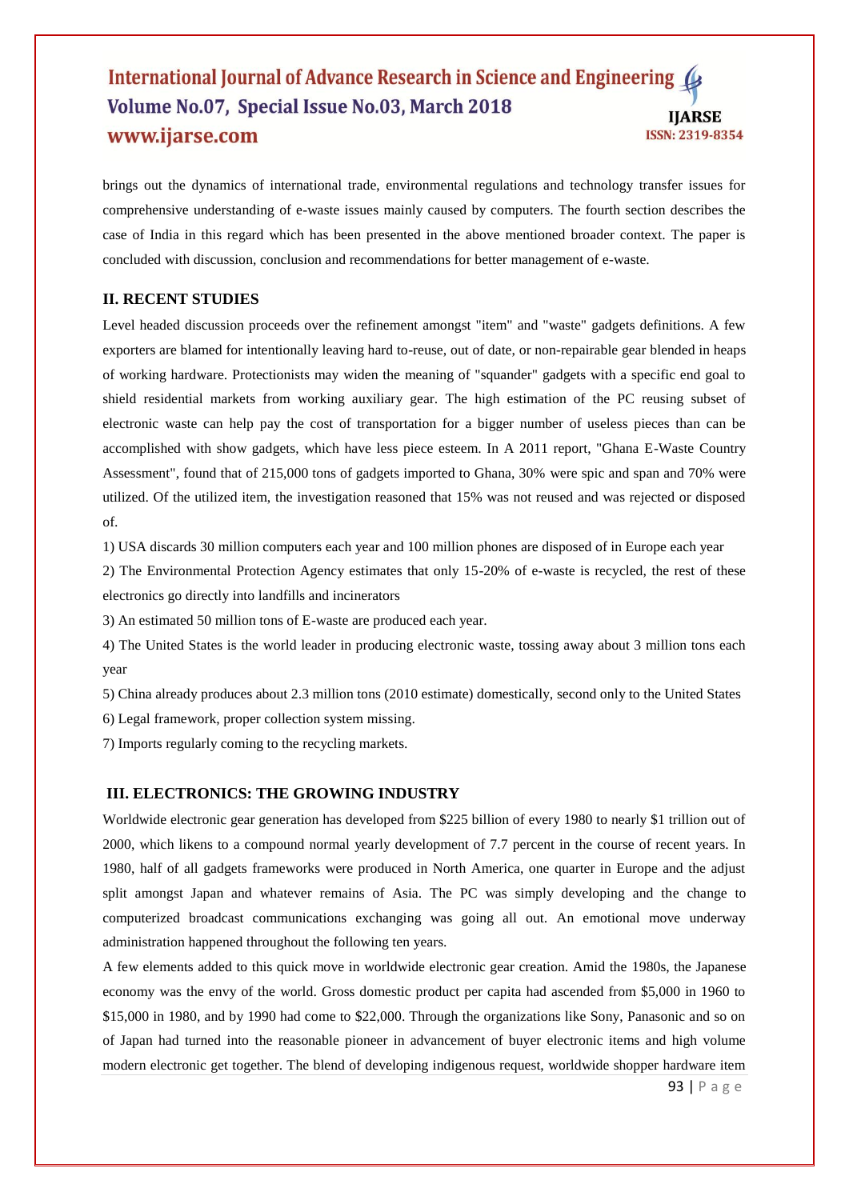brings out the dynamics of international trade, environmental regulations and technology transfer issues for comprehensive understanding of e-waste issues mainly caused by computers. The fourth section describes the case of India in this regard which has been presented in the above mentioned broader context. The paper is concluded with discussion, conclusion and recommendations for better management of e-waste.

## II. RECENT STUDIES

Level headed discussion proceeds over the refinement amongst "item" and "waste" gadgets definitions. A few exporters are blamed for intentionally leaving hard to-reuse, out of date, or non-repairable gear blended in heaps of working hardware. Protectionists may widen the meaning of "squander" gadgets with a specific end goal to shield residential markets from working auxiliary gear. The high estimation of the PC reusing subset of electronic waste can help pay the cost of transportation for a bigger number of useless pieces than can be accomplished with show gadgets, which have less piece esteem. In A 2011 report, "Ghana E-Waste Country Assessment", found that of 215,000 tons of gadgets imported to Ghana, 30% were spic and span and 70% were utilized. Of the utilized item, the investigation reasoned that 15% was not reused and was rejected or disposed of.

1) USA discards 30 million computers each year and 100 million phones are disposed of in Europe each year

2) The Environmental Protection Agency estimates that only 15-20% of e-waste is recycled, the rest of these electronics go directly into landfills and incinerators

3) An estimated 50 million tons of E-waste are produced each year.

4) The United States is the world leader in producing electronic waste, tossing away about 3 million tons each year

5) China already produces about 2.3 million tons (2010 estimate) domestically, second only to the United States

6) Legal framework, proper collection system missing.

7) Imports regularly coming to the recycling markets.

## III. ELECTRONICS: THE GROWING INDUSTRY

Worldwide electronic gear generation has developed from $225 billion of every 1980 to nearly $1 trillion out of 2000, which likens to a compound normal yearly development of 7.7 percent in the course of recent years. In 1980, half of all gadgets frameworks were produced in North America, one quarter in Europe and the adjust split amongst Japan and whatever remains of Asia. The PC was simply developing and the change to computerized broadcast communications exchanging was going all out. An emotional move underway administration happened throughout the following ten years.

A few elements added to this quick move in worldwide electronic gear creation. Amid the 1980s, the Japanese economy was the envy of the world. Gross domestic product per capita had ascended from $5,000 in 1960 to $15,000 in 1980, and by 1990 had come to $22,000. Through the organizations like Sony, Panasonic and so on of Japan had turned into the reasonable pioneer in advancement of buyer electronic items and high volume modern electronic get together. The blend of developing indigenous request, worldwide shopper hardware item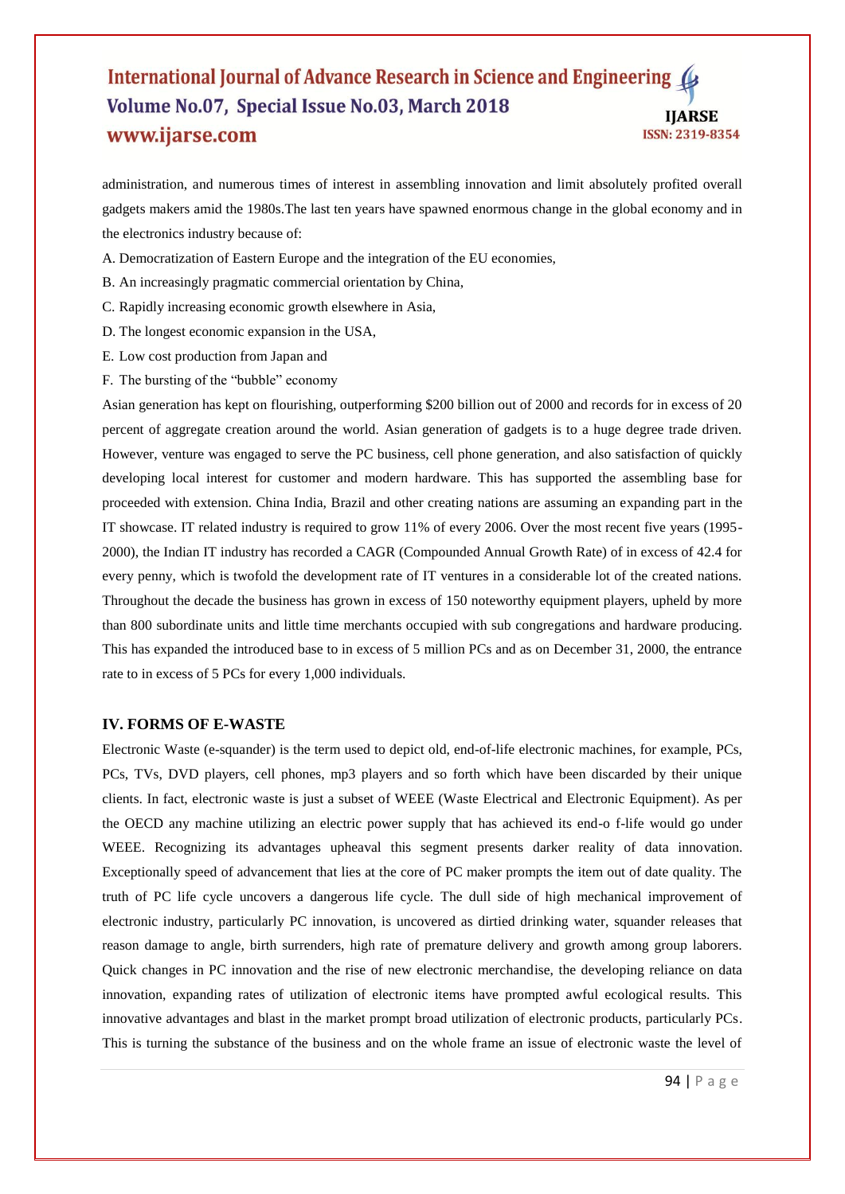administration, and numerous times of interest in assembling innovation and limit absolutely profited overall gadgets makers amid the 1980s.The last ten years have spawned enormous change in the global economy and in the electronics industry because of:

A. Democratization of Eastern Europe and the integration of the EU economies,

B. An increasingly pragmatic commercial orientation by China,

C. Rapidly increasing economic growth elsewhere in Asia,

D. The longest economic expansion in the USA,

E. Low cost production from Japan and

F. The bursting of the "bubble" economy

Asian generation has kept on flourishing, outperforming $200 billion out of 2000 and records for in excess of 20 percent of aggregate creation around the world. Asian generation of gadgets is to a huge degree trade driven. However, venture was engaged to serve the PC business, cell phone generation, and also satisfaction of quickly developing local interest for customer and modern hardware. This has supported the assembling base for proceeded with extension. China India, Brazil and other creating nations are assuming an expanding part in the IT showcase. IT related industry is required to grow 11% of every 2006. Over the most recent five years (1995-2000), the Indian IT industry has recorded a CAGR (Compounded Annual Growth Rate) of in excess of 42.4 for every penny, which is twofold the development rate of IT ventures in a considerable lot of the created nations. Throughout the decade the business has grown in excess of 150 noteworthy equipment players, upheld by more than 800 subordinate units and little time merchants occupied with sub congregations and hardware producing. This has expanded the introduced base to in excess of 5 million PCs and as on December 31, 2000, the entrance rate to in excess of 5 PCs for every 1,000 individuals.

## IV. FORMS OF E-WASTE

Electronic Waste (e-squander) is the term used to depict old, end-of-life electronic machines, for example, PCs, PCs, TVs, DVD players, cell phones, mp3 players and so forth which have been discarded by their unique clients. In fact, electronic waste is just a subset of WEEE (Waste Electrical and Electronic Equipment). As per the OECD any machine utilizing an electric power supply that has achieved its end-o f-life would go under WEEE. Recognizing its advantages upheaval this segment presents darker reality of data innovation. Exceptionally speed of advancement that lies at the core of PC maker prompts the item out of date quality. The truth of PC life cycle uncovers a dangerous life cycle. The dull side of high mechanical improvement of electronic industry, particularly PC innovation, is uncovered as dirtied drinking water, squander releases that reason damage to angle, birth surrenders, high rate of premature delivery and growth among group laborers. Quick changes in PC innovation and the rise of new electronic merchandise, the developing reliance on data innovation, expanding rates of utilization of electronic items have prompted awful ecological results. This innovative advantages and blast in the market prompt broad utilization of electronic products, particularly PCs. This is turning the substance of the business and on the whole frame an issue of electronic waste the level of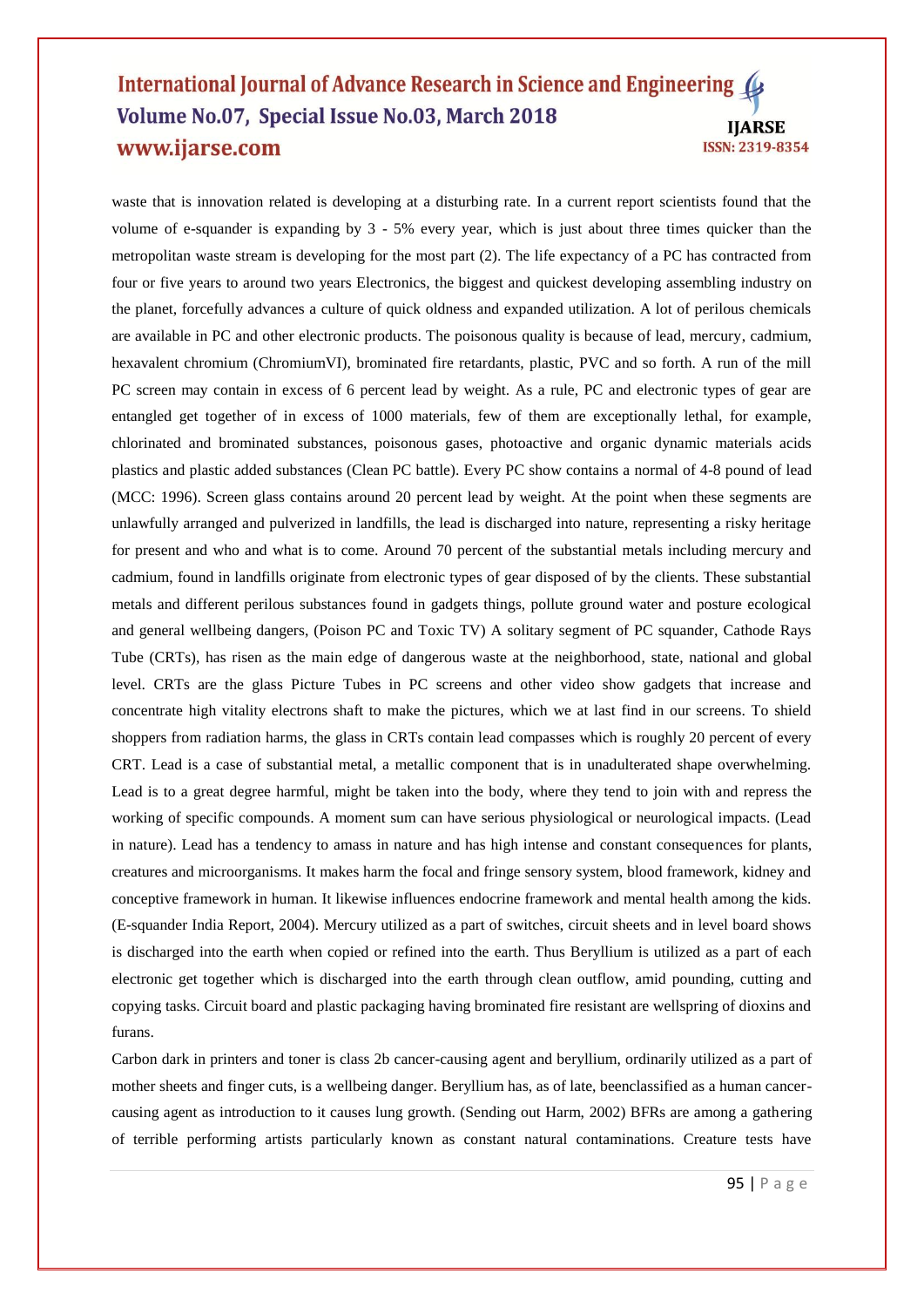waste that is innovation related is developing at a disturbing rate. In a current report scientists found that the volume of e-squander is expanding by 3 - 5% every year, which is just about three times quicker than the metropolitan waste stream is developing for the most part (2). The life expectancy of a PC has contracted from four or five years to around two years Electronics, the biggest and quickest developing assembling industry on the planet, forcefully advances a culture of quick oldness and expanded utilization. A lot of perilous chemicals are available in PC and other electronic products. The poisonous quality is because of lead, mercury, cadmium, hexavalent chromium (ChromiumVI), brominated fire retardants, plastic, PVC and so forth. A run of the mill PC screen may contain in excess of 6 percent lead by weight. As a rule, PC and electronic types of gear are entangled get together of in excess of 1000 materials, few of them are exceptionally lethal, for example, chlorinated and brominated substances, poisonous gases, photoactive and organic dynamic materials acids plastics and plastic added substances (Clean PC battle). Every PC show contains a normal of 4-8 pound of lead (MCC: 1996). Screen glass contains around 20 percent lead by weight. At the point when these segments are unlawfully arranged and pulverized in landfills, the lead is discharged into nature, representing a risky heritage for present and who and what is to come. Around 70 percent of the substantial metals including mercury and cadmium, found in landfills originate from electronic types of gear disposed of by the clients. These substantial metals and different perilous substances found in gadgets things, pollute ground water and posture ecological and general wellbeing dangers, (Poison PC and Toxic TV) A solitary segment of PC squander, Cathode Rays Tube (CRTs), has risen as the main edge of dangerous waste at the neighborhood, state, national and global level. CRTs are the glass Picture Tubes in PC screens and other video show gadgets that increase and concentrate high vitality electrons shaft to make the pictures, which we at last find in our screens. To shield shoppers from radiation harms, the glass in CRTs contain lead compasses which is roughly 20 percent of every CRT. Lead is a case of substantial metal, a metallic component that is in unadulterated shape overwhelming. Lead is to a great degree harmful, might be taken into the body, where they tend to join with and repress the working of specific compounds. A moment sum can have serious physiological or neurological impacts. (Lead in nature). Lead has a tendency to amass in nature and has high intense and constant consequences for plants, creatures and microorganisms. It makes harm the focal and fringe sensory system, blood framework, kidney and conceptive framework in human. It likewise influences endocrine framework and mental health among the kids. (E-squander India Report, 2004). Mercury utilized as a part of switches, circuit sheets and in level board shows is discharged into the earth when copied or refined into the earth. Thus Beryllium is utilized as a part of each electronic get together which is discharged into the earth through clean outflow, amid pounding, cutting and copying tasks. Circuit board and plastic packaging having brominated fire resistant are wellspring of dioxins and furans.

Carbon dark in printers and toner is class 2b cancer-causing agent and beryllium, ordinarily utilized as a part of mother sheets and finger cuts, is a wellbeing danger. Beryllium has, as of late, beenclassified as a human cancer-causing agent as introduction to it causes lung growth. (Sending out Harm, 2002) BFRs are among a gathering of terrible performing artists particularly known as constant natural contaminations. Creature tests have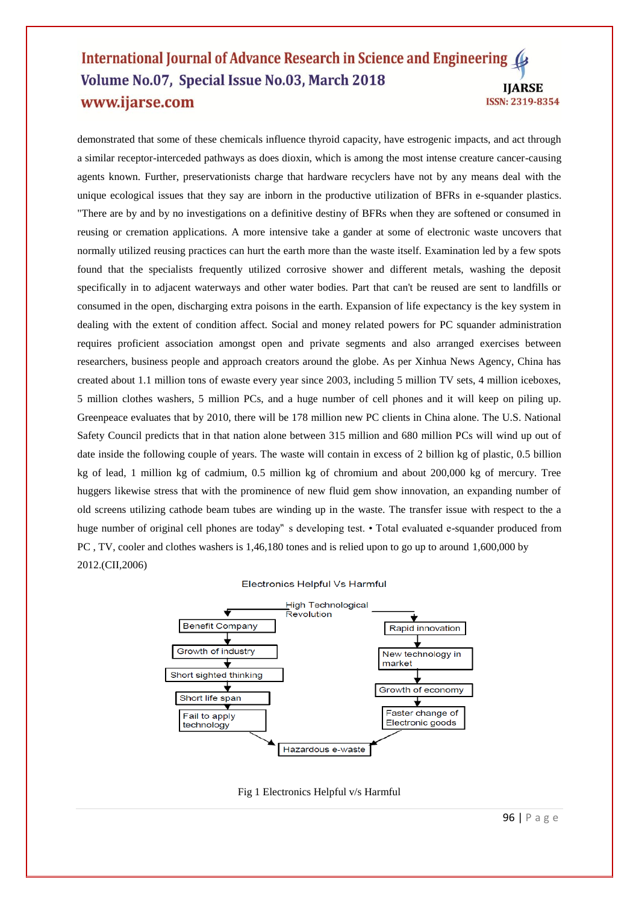demonstrated that some of these chemicals influence thyroid capacity, have estrogenic impacts, and act through a similar receptor-interceded pathways as does dioxin, which is among the most intense creature cancer-causing agents known. Further, preservationists charge that hardware recyclers have not by any means deal with the unique ecological issues that they say are inborn in the productive utilization of BFRs in e-squander plastics. "There are by and by no investigations on a definitive destiny of BFRs when they are softened or consumed in reusing or cremation applications. A more intensive take a gander at some of electronic waste uncovers that normally utilized reusing practices can hurt the earth more than the waste itself. Examination led by a few spots found that the specialists frequently utilized corrosive shower and different metals, washing the deposit specifically in to adjacent waterways and other water bodies. Part that can't be reused are sent to landfills or consumed in the open, discharging extra poisons in the earth. Expansion of life expectancy is the key system in dealing with the extent of condition affect. Social and money related powers for PC squander administration requires proficient association amongst open and private segments and also arranged exercises between researchers, business people and approach creators around the globe. As per Xinhua News Agency, China has created about 1.1 million tons of ewaste every year since 2003, including 5 million TV sets, 4 million iceboxes, 5 million clothes washers, 5 million PCs, and a huge number of cell phones and it will keep on piling up. Greenpeace evaluates that by 2010, there will be 178 million new PC clients in China alone. The U.S. National Safety Council predicts that in that nation alone between 315 million and 680 million PCs will wind up out of date inside the following couple of years. The waste will contain in excess of 2 billion kg of plastic, 0.5 billion kg of lead, 1 million kg of cadmium, 0.5 million kg of chromium and about 200,000 kg of mercury. Tree huggers likewise stress that with the prominence of new fluid gem show innovation, an expanding number of old screens utilizing cathode beam tubes are winding up in the waste. The transfer issue with respect to the a huge number of original cell phones are today‟ s developing test. • Total evaluated e-squander produced from PC , TV, cooler and clothes washers is 1,46,180 tones and is relied upon to go up to around 1,600,000 by 2012.(CII,2006)

Electronics Helpful Vs Harmful

High Technological Revolution

- Benefit Company → Growth of industry → Short sighted thinking → Short life span → Fail to apply technology → Hazardous e-waste
- Rapid innovation → New technology in market → Growth of economy → Faster change of Electronic goods → Hazardous e-waste

Fig 1 Electronics Helpful v/s Harmful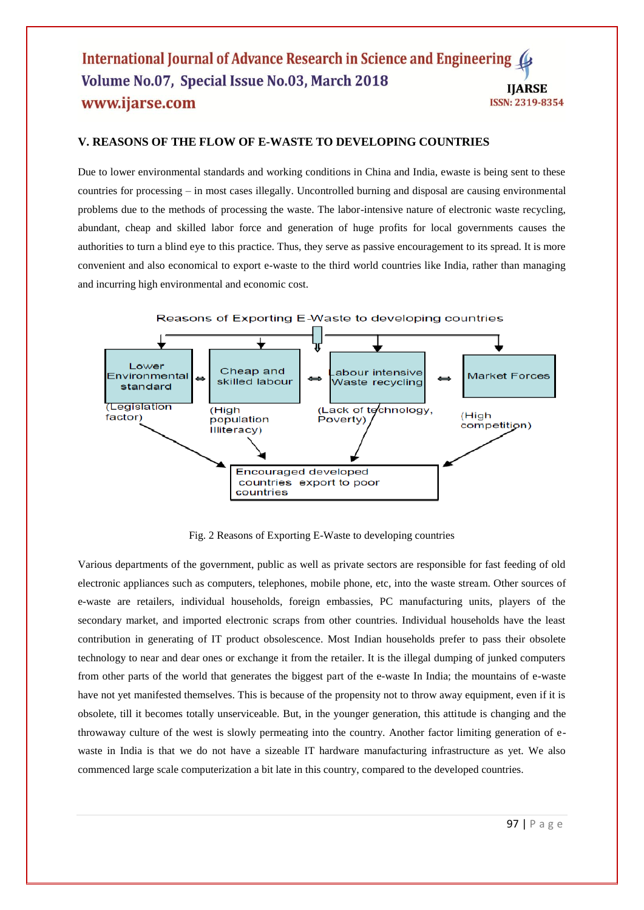## V. REASONS OF THE FLOW OF E-WASTE TO DEVELOPING COUNTRIES

Due to lower environmental standards and working conditions in China and India, ewaste is being sent to these countries for processing – in most cases illegally. Uncontrolled burning and disposal are causing environmental problems due to the methods of processing the waste. The labor-intensive nature of electronic waste recycling, abundant, cheap and skilled labor force and generation of huge profits for local governments causes the authorities to turn a blind eye to this practice. Thus, they serve as passive encouragement to its spread. It is more convenient and also economical to export e-waste to the third world countries like India, rather than managing and incurring high environmental and economic cost.

Reasons of Exporting E-Waste to developing countries

Lower Environmental standard (Legislation factor) ⇔ Cheap and skilled labour (High population Illiteracy) ⇔ Labour intensive Waste recycling (Lack of technology, Poverty) ⇔ Market Forces (High competition)

→ Encouraged developed countries export to poor countries

Fig. 2 Reasons of Exporting E-Waste to developing countries

Various departments of the government, public as well as private sectors are responsible for fast feeding of old electronic appliances such as computers, telephones, mobile phone, etc, into the waste stream. Other sources of e-waste are retailers, individual households, foreign embassies, PC manufacturing units, players of the secondary market, and imported electronic scraps from other countries. Individual households have the least contribution in generating of IT product obsolescence. Most Indian households prefer to pass their obsolete technology to near and dear ones or exchange it from the retailer. It is the illegal dumping of junked computers from other parts of the world that generates the biggest part of the e-waste In India; the mountains of e-waste have not yet manifested themselves. This is because of the propensity not to throw away equipment, even if it is obsolete, till it becomes totally unserviceable. But, in the younger generation, this attitude is changing and the throwaway culture of the west is slowly permeating into the country. Another factor limiting generation of e-waste in India is that we do not have a sizeable IT hardware manufacturing infrastructure as yet. We also commenced large scale computerization a bit late in this country, compared to the developed countries.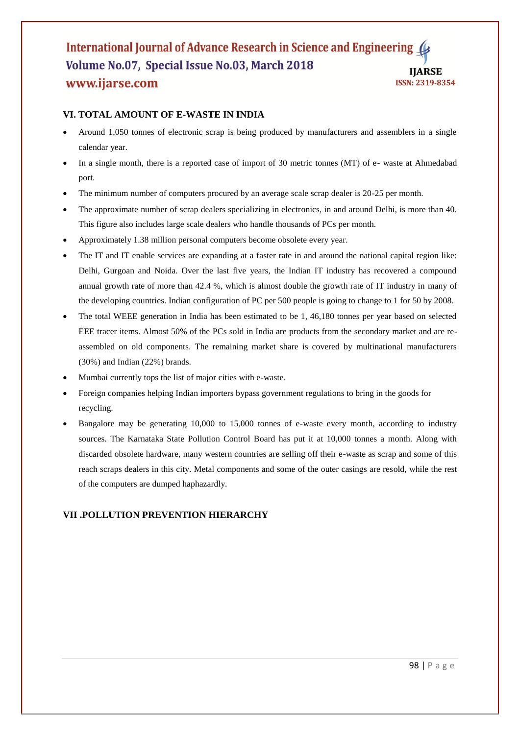## VI. TOTAL AMOUNT OF E-WASTE IN INDIA

- Around 1,050 tonnes of electronic scrap is being produced by manufacturers and assemblers in a single calendar year.
- In a single month, there is a reported case of import of 30 metric tonnes (MT) of e- waste at Ahmedabad port.
- The minimum number of computers procured by an average scale scrap dealer is 20-25 per month.
- The approximate number of scrap dealers specializing in electronics, in and around Delhi, is more than 40. This figure also includes large scale dealers who handle thousands of PCs per month.
- Approximately 1.38 million personal computers become obsolete every year.
- The IT and IT enable services are expanding at a faster rate in and around the national capital region like: Delhi, Gurgoan and Noida. Over the last five years, the Indian IT industry has recovered a compound annual growth rate of more than 42.4 %, which is almost double the growth rate of IT industry in many of the developing countries. Indian configuration of PC per 500 people is going to change to 1 for 50 by 2008.
- The total WEEE generation in India has been estimated to be 1, 46,180 tonnes per year based on selected EEE tracer items. Almost 50% of the PCs sold in India are products from the secondary market and are re-assembled on old components. The remaining market share is covered by multinational manufacturers (30%) and Indian (22%) brands.
- Mumbai currently tops the list of major cities with e-waste.
- Foreign companies helping Indian importers bypass government regulations to bring in the goods for recycling.
- Bangalore may be generating 10,000 to 15,000 tonnes of e-waste every month, according to industry sources. The Karnataka State Pollution Control Board has put it at 10,000 tonnes a month. Along with discarded obsolete hardware, many western countries are selling off their e-waste as scrap and some of this reach scraps dealers in this city. Metal components and some of the outer casings are resold, while the rest of the computers are dumped haphazardly.

## VII .POLLUTION PREVENTION HIERARCHY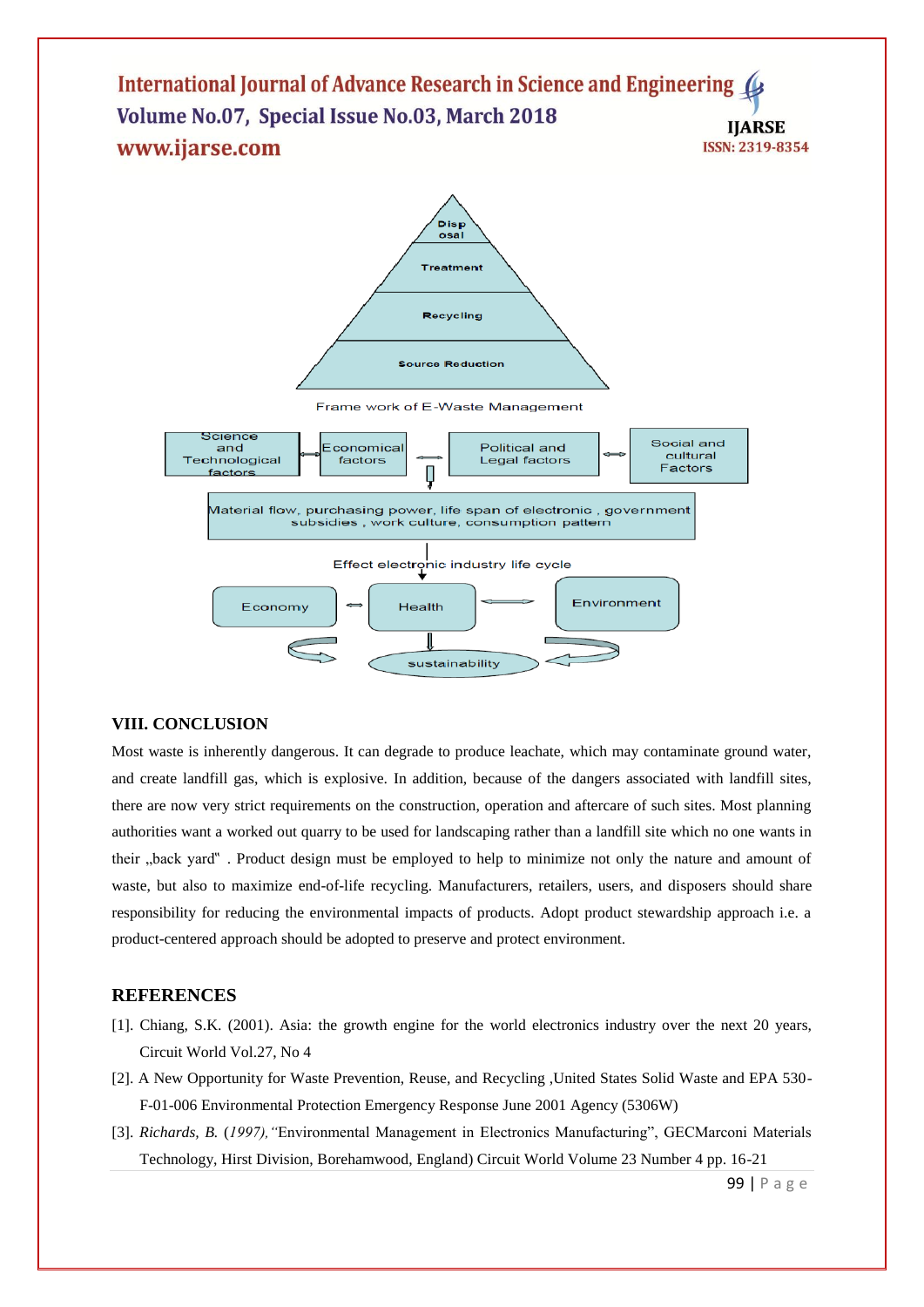Disp osal

Treatment

Recycling

Source Reduction

Frame work of E-Waste Management

Science and Technological factors

Economical factors

Political and Legal factors

Social and cultural Factors

Material flow, purchasing power, life span of electronic , government subsidies , work culture, consumption pattern

Effect electronic industry life cycle

Economy

Health

Environment

sustainability

## VIII. CONCLUSION

Most waste is inherently dangerous. It can degrade to produce leachate, which may contaminate ground water, and create landfill gas, which is explosive. In addition, because of the dangers associated with landfill sites, there are now very strict requirements on the construction, operation and aftercare of such sites. Most planning authorities want a worked out quarry to be used for landscaping rather than a landfill site which no one wants in their „back yard" . Product design must be employed to help to minimize not only the nature and amount of waste, but also to maximize end-of-life recycling. Manufacturers, retailers, users, and disposers should share responsibility for reducing the environmental impacts of products. Adopt product stewardship approach i.e. a product-centered approach should be adopted to preserve and protect environment.

## REFERENCES

[1]. Chiang, S.K. (2001). Asia: the growth engine for the world electronics industry over the next 20 years, Circuit World Vol.27, No 4

[2]. A New Opportunity for Waste Prevention, Reuse, and Recycling ,United States Solid Waste and EPA 530-F-01-006 Environmental Protection Emergency Response June 2001 Agency (5306W)

[3]. *Richards, B.* (*1997),"*Environmental Management in Electronics Manufacturing", GECMarconi Materials Technology, Hirst Division, Borehamwood, England) Circuit World Volume 23 Number 4 pp. 16-21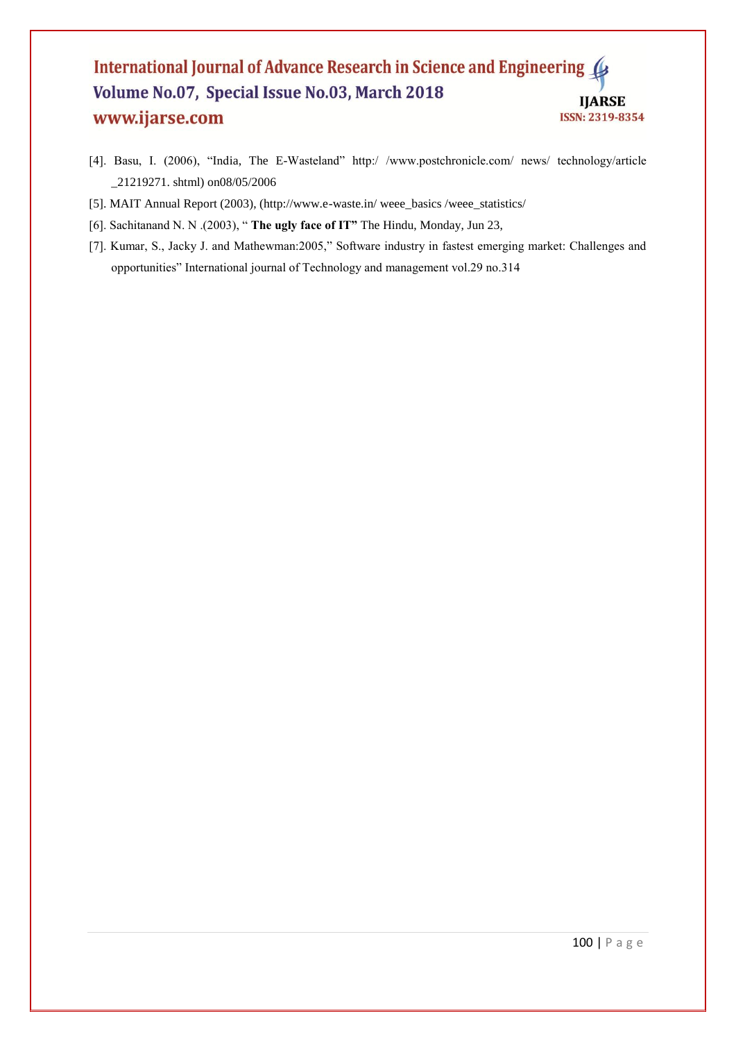[4]. Basu, I. (2006), "India, The E-Wasteland" http:/ /www.postchronicle.com/ news/ technology/article _21219271. shtml) on08/05/2006

[5]. MAIT Annual Report (2003), (http://www.e-waste.in/ weee_basics /weee_statistics/

[6]. Sachitanand N. N .(2003), " **The ugly face of IT"** The Hindu, Monday, Jun 23,

[7]. Kumar, S., Jacky J. and Mathewman:2005," Software industry in fastest emerging market: Challenges and opportunities" International journal of Technology and management vol.29 no.314